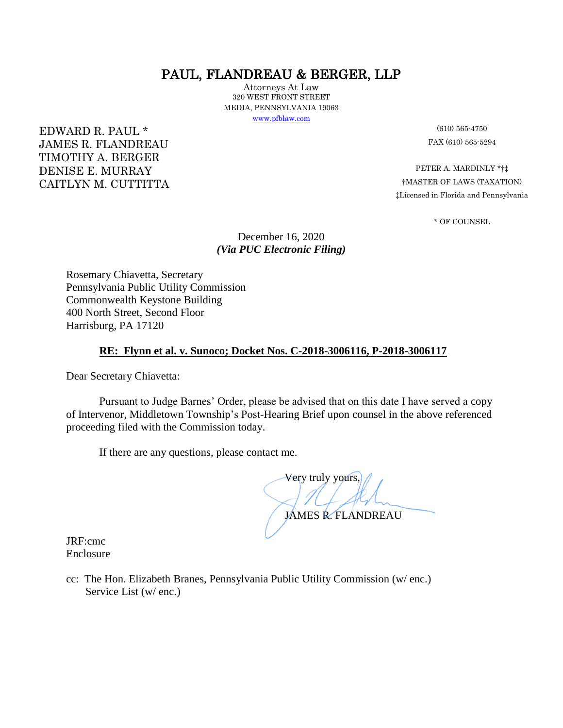# PAUL, FLANDREAU & BERGER, LLP

Attorneys At Law
320 WEST FRONT STREET
MEDIA, PENNSYLVANIA 19063
www.pfblaw.com

EDWARD R. PAUL *
JAMES R. FLANDREAU
TIMOTHY A. BERGER
DENISE E. MURRAY
CAITLYN M. CUTTITTA

(610) 565-4750
FAX (610) 565-5294

PETER A. MARDINLY *†‡
†MASTER OF LAWS (TAXATION)
‡Licensed in Florida and Pennsylvania

* OF COUNSEL

December 16, 2020
***(Via PUC Electronic Filing)***

Rosemary Chiavetta, Secretary
Pennsylvania Public Utility Commission
Commonwealth Keystone Building
400 North Street, Second Floor
Harrisburg, PA 17120

**RE: Flynn et al. v. Sunoco; Docket Nos. C-2018-3006116, P-2018-3006117**

Dear Secretary Chiavetta:

Pursuant to Judge Barnes' Order, please be advised that on this date I have served a copy of Intervenor, Middletown Township's Post-Hearing Brief upon counsel in the above referenced proceeding filed with the Commission today.

If there are any questions, please contact me.

Very truly yours,

JAMES R. FLANDREAU

JRF:cmc
Enclosure

cc: The Hon. Elizabeth Branes, Pennsylvania Public Utility Commission (w/ enc.)
Service List (w/ enc.)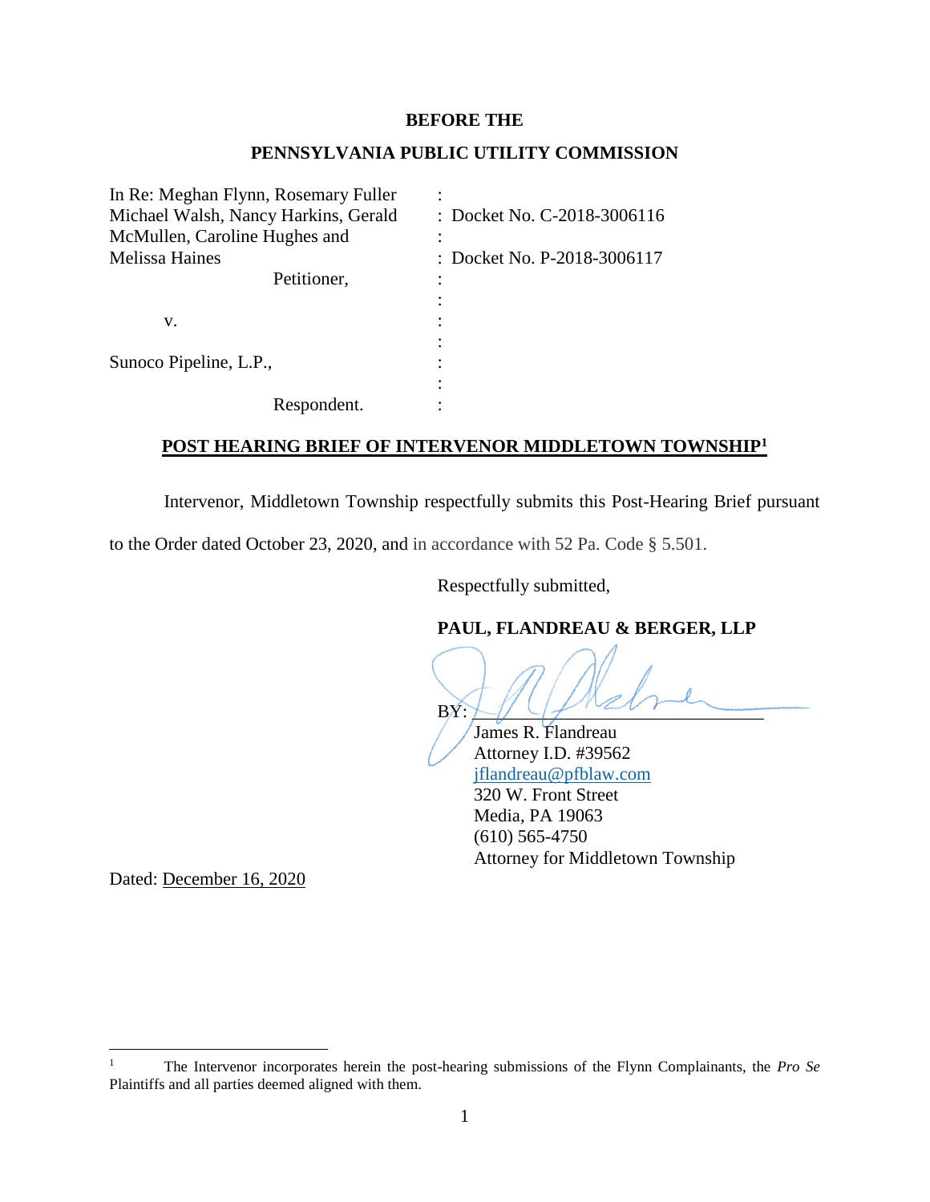**BEFORE THE**

**PENNSYLVANIA PUBLIC UTILITY COMMISSION**

| | | |
|---|---|---|
| In Re: Meghan Flynn, Rosemary Fuller Michael Walsh, Nancy Harkins, Gerald McMullen, Caroline Hughes and Melissa Haines | : | Docket No. C-2018-3006116 |
| Petitioner, | : | Docket No. P-2018-3006117 |
| v. | : | |
| Sunoco Pipeline, L.P., | : | |
| Respondent. | : | |

**POST HEARING BRIEF OF INTERVENOR MIDDLETOWN TOWNSHIP[1]**

Intervenor, Middletown Township respectfully submits this Post-Hearing Brief pursuant to the Order dated October 23, 2020, and in accordance with 52 Pa. Code § 5.501.

Respectfully submitted,

**PAUL, FLANDREAU & BERGER, LLP**

BY: ______________________________
James R. Flandreau
Attorney I.D. #39562
jflandreau@pfblaw.com
320 W. Front Street
Media, PA 19063
(610) 565-4750
Attorney for Middletown Township

Dated: December 16, 2020

[1] The Intervenor incorporates herein the post-hearing submissions of the Flynn Complainants, the *Pro Se* Plaintiffs and all parties deemed aligned with them.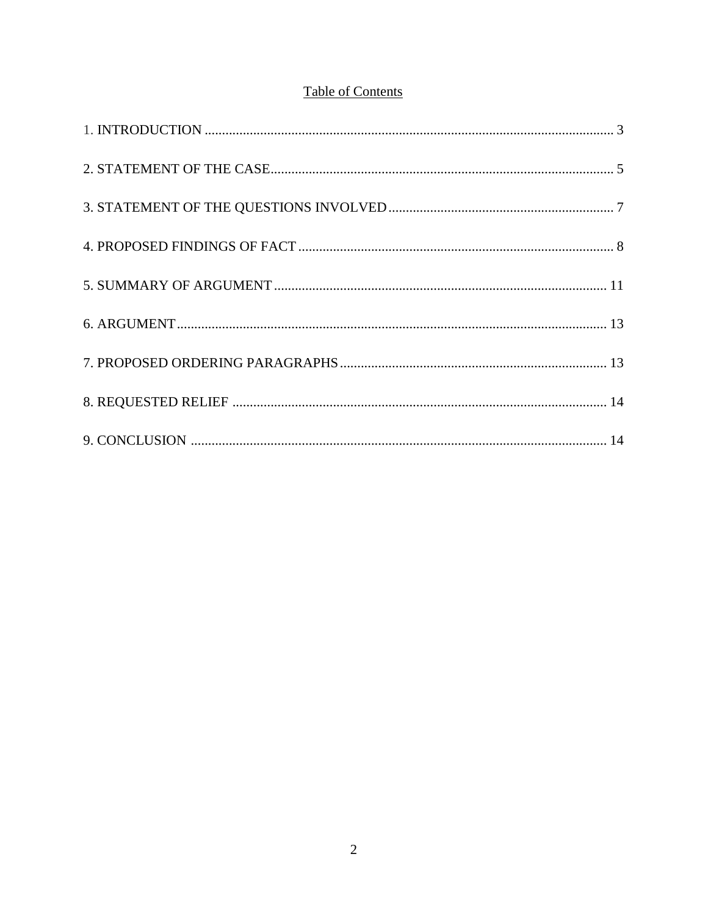## Table of Contents

1. INTRODUCTION ..................................................................................................................... 3

2. STATEMENT OF THE CASE.................................................................................................. 5

3. STATEMENT OF THE QUESTIONS INVOLVED ................................................................ 7

4. PROPOSED FINDINGS OF FACT .......................................................................................... 8

5. SUMMARY OF ARGUMENT ............................................................................................... 11

6. ARGUMENT.......................................................................................................................... 13

7. PROPOSED ORDERING PARAGRAPHS ............................................................................ 13

8. REQUESTED RELIEF .......................................................................................................... 14

9. CONCLUSION ....................................................................................................................... 14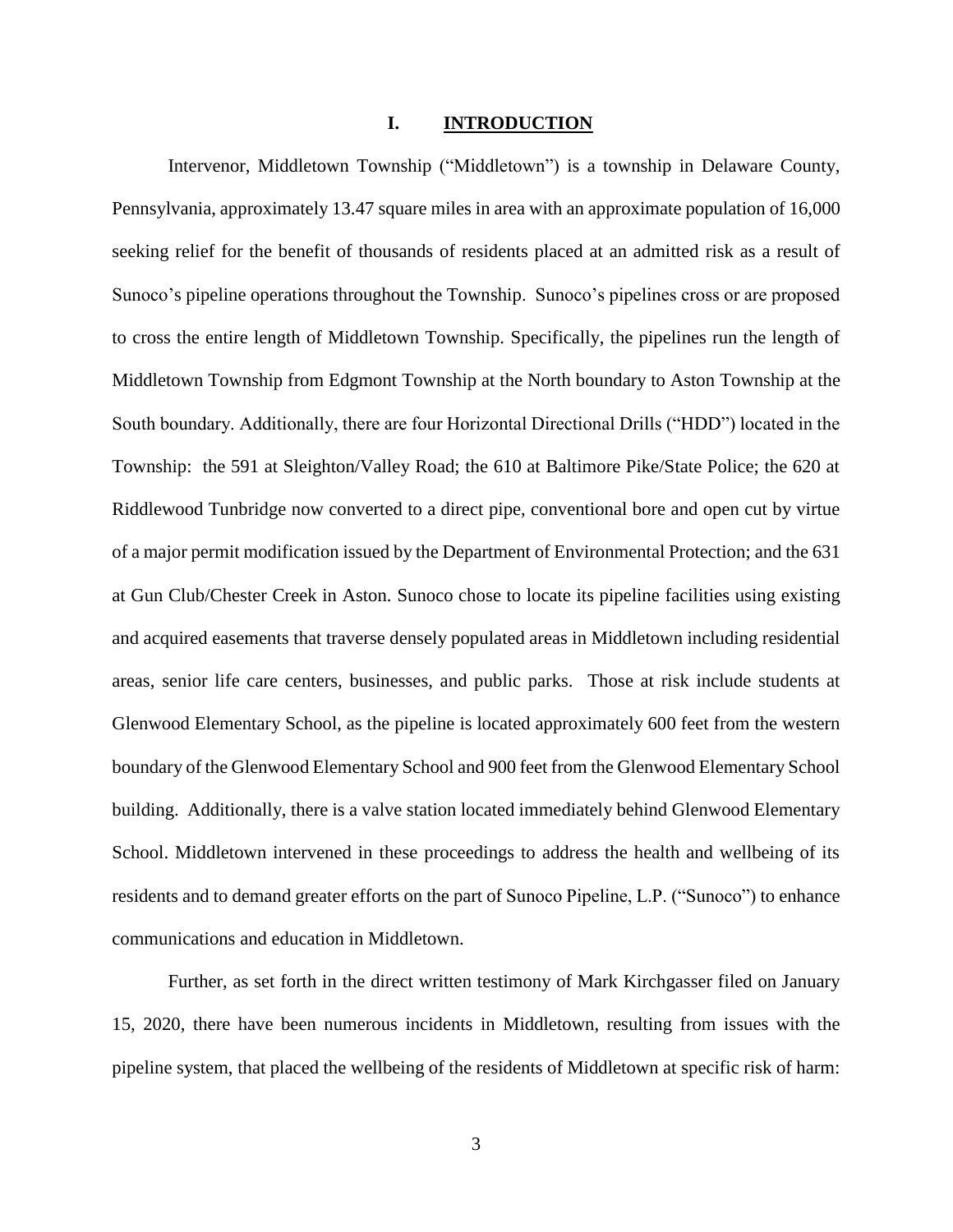## I. INTRODUCTION

Intervenor, Middletown Township ("Middletown") is a township in Delaware County, Pennsylvania, approximately 13.47 square miles in area with an approximate population of 16,000 seeking relief for the benefit of thousands of residents placed at an admitted risk as a result of Sunoco's pipeline operations throughout the Township. Sunoco's pipelines cross or are proposed to cross the entire length of Middletown Township. Specifically, the pipelines run the length of Middletown Township from Edgmont Township at the North boundary to Aston Township at the South boundary. Additionally, there are four Horizontal Directional Drills ("HDD") located in the Township: the 591 at Sleighton/Valley Road; the 610 at Baltimore Pike/State Police; the 620 at Riddlewood Tunbridge now converted to a direct pipe, conventional bore and open cut by virtue of a major permit modification issued by the Department of Environmental Protection; and the 631 at Gun Club/Chester Creek in Aston. Sunoco chose to locate its pipeline facilities using existing and acquired easements that traverse densely populated areas in Middletown including residential areas, senior life care centers, businesses, and public parks. Those at risk include students at Glenwood Elementary School, as the pipeline is located approximately 600 feet from the western boundary of the Glenwood Elementary School and 900 feet from the Glenwood Elementary School building. Additionally, there is a valve station located immediately behind Glenwood Elementary School. Middletown intervened in these proceedings to address the health and wellbeing of its residents and to demand greater efforts on the part of Sunoco Pipeline, L.P. ("Sunoco") to enhance communications and education in Middletown.

Further, as set forth in the direct written testimony of Mark Kirchgasser filed on January 15, 2020, there have been numerous incidents in Middletown, resulting from issues with the pipeline system, that placed the wellbeing of the residents of Middletown at specific risk of harm: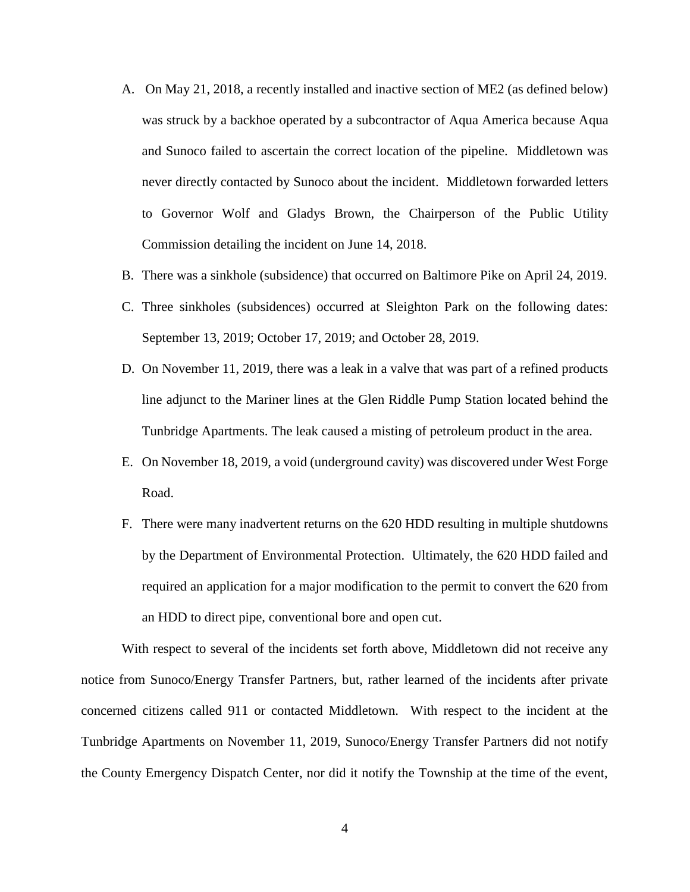A. On May 21, 2018, a recently installed and inactive section of ME2 (as defined below) was struck by a backhoe operated by a subcontractor of Aqua America because Aqua and Sunoco failed to ascertain the correct location of the pipeline. Middletown was never directly contacted by Sunoco about the incident. Middletown forwarded letters to Governor Wolf and Gladys Brown, the Chairperson of the Public Utility Commission detailing the incident on June 14, 2018.

B. There was a sinkhole (subsidence) that occurred on Baltimore Pike on April 24, 2019.

C. Three sinkholes (subsidences) occurred at Sleighton Park on the following dates: September 13, 2019; October 17, 2019; and October 28, 2019.

D. On November 11, 2019, there was a leak in a valve that was part of a refined products line adjunct to the Mariner lines at the Glen Riddle Pump Station located behind the Tunbridge Apartments. The leak caused a misting of petroleum product in the area.

E. On November 18, 2019, a void (underground cavity) was discovered under West Forge Road.

F. There were many inadvertent returns on the 620 HDD resulting in multiple shutdowns by the Department of Environmental Protection. Ultimately, the 620 HDD failed and required an application for a major modification to the permit to convert the 620 from an HDD to direct pipe, conventional bore and open cut.

With respect to several of the incidents set forth above, Middletown did not receive any notice from Sunoco/Energy Transfer Partners, but, rather learned of the incidents after private concerned citizens called 911 or contacted Middletown. With respect to the incident at the Tunbridge Apartments on November 11, 2019, Sunoco/Energy Transfer Partners did not notify the County Emergency Dispatch Center, nor did it notify the Township at the time of the event,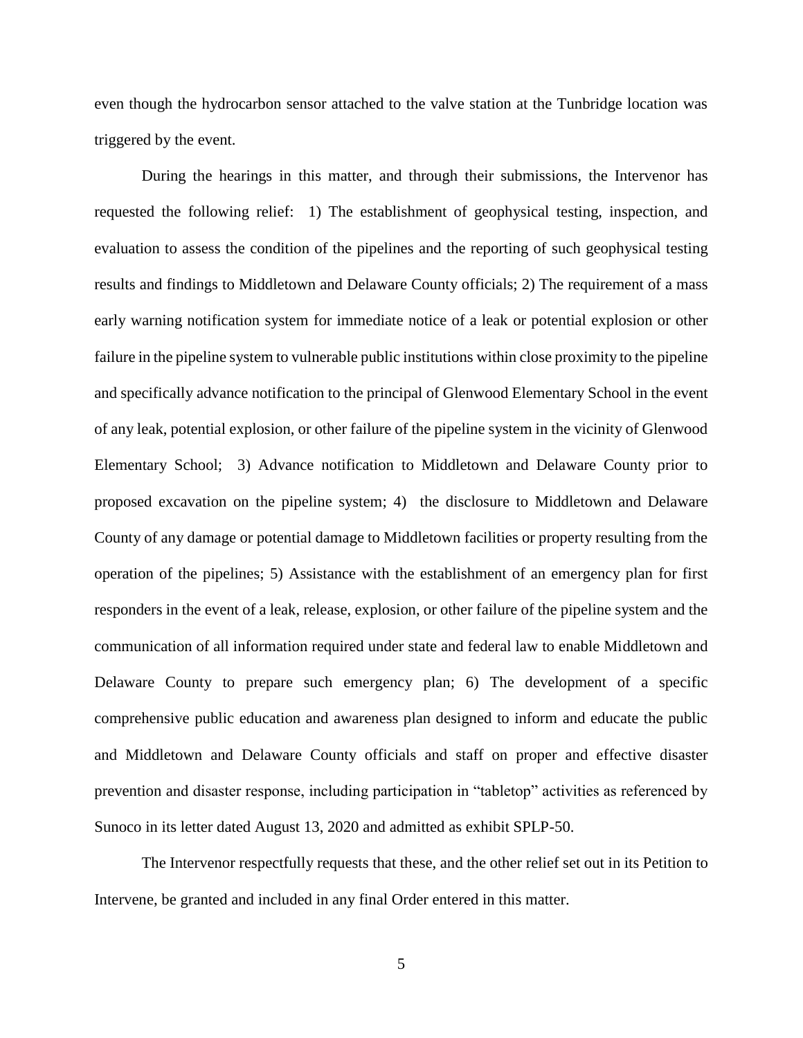even though the hydrocarbon sensor attached to the valve station at the Tunbridge location was triggered by the event.

During the hearings in this matter, and through their submissions, the Intervenor has requested the following relief: 1) The establishment of geophysical testing, inspection, and evaluation to assess the condition of the pipelines and the reporting of such geophysical testing results and findings to Middletown and Delaware County officials; 2) The requirement of a mass early warning notification system for immediate notice of a leak or potential explosion or other failure in the pipeline system to vulnerable public institutions within close proximity to the pipeline and specifically advance notification to the principal of Glenwood Elementary School in the event of any leak, potential explosion, or other failure of the pipeline system in the vicinity of Glenwood Elementary School; 3) Advance notification to Middletown and Delaware County prior to proposed excavation on the pipeline system; 4) the disclosure to Middletown and Delaware County of any damage or potential damage to Middletown facilities or property resulting from the operation of the pipelines; 5) Assistance with the establishment of an emergency plan for first responders in the event of a leak, release, explosion, or other failure of the pipeline system and the communication of all information required under state and federal law to enable Middletown and Delaware County to prepare such emergency plan; 6) The development of a specific comprehensive public education and awareness plan designed to inform and educate the public and Middletown and Delaware County officials and staff on proper and effective disaster prevention and disaster response, including participation in "tabletop" activities as referenced by Sunoco in its letter dated August 13, 2020 and admitted as exhibit SPLP-50.

The Intervenor respectfully requests that these, and the other relief set out in its Petition to Intervene, be granted and included in any final Order entered in this matter.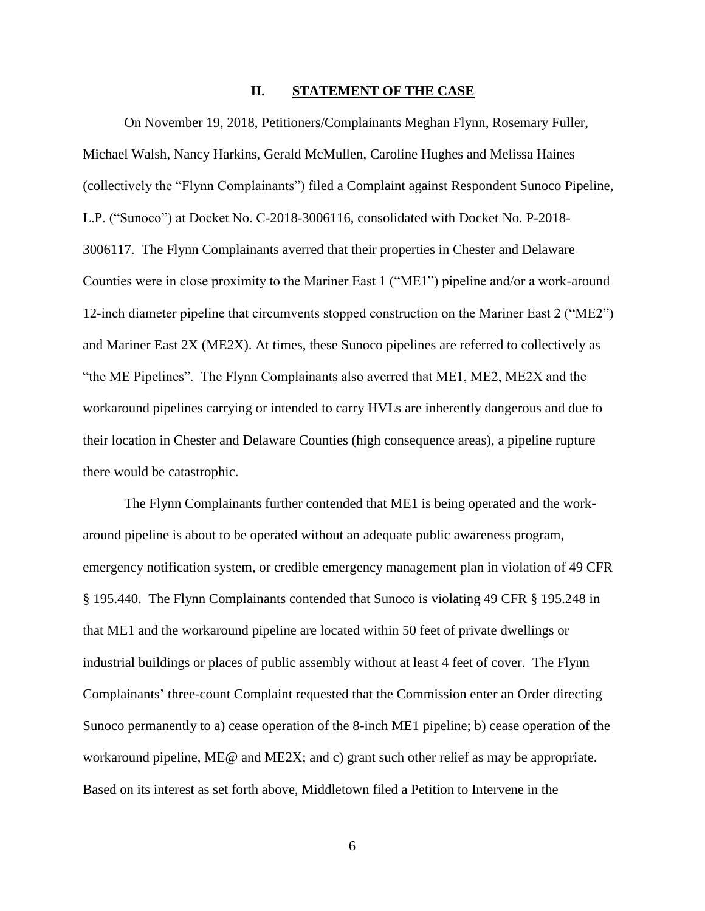## II. STATEMENT OF THE CASE

On November 19, 2018, Petitioners/Complainants Meghan Flynn, Rosemary Fuller, Michael Walsh, Nancy Harkins, Gerald McMullen, Caroline Hughes and Melissa Haines (collectively the "Flynn Complainants") filed a Complaint against Respondent Sunoco Pipeline, L.P. ("Sunoco") at Docket No. C-2018-3006116, consolidated with Docket No. P-2018-3006117. The Flynn Complainants averred that their properties in Chester and Delaware Counties were in close proximity to the Mariner East 1 ("ME1") pipeline and/or a work-around 12-inch diameter pipeline that circumvents stopped construction on the Mariner East 2 ("ME2") and Mariner East 2X (ME2X). At times, these Sunoco pipelines are referred to collectively as "the ME Pipelines". The Flynn Complainants also averred that ME1, ME2, ME2X and the workaround pipelines carrying or intended to carry HVLs are inherently dangerous and due to their location in Chester and Delaware Counties (high consequence areas), a pipeline rupture there would be catastrophic.

The Flynn Complainants further contended that ME1 is being operated and the work-around pipeline is about to be operated without an adequate public awareness program, emergency notification system, or credible emergency management plan in violation of 49 CFR § 195.440. The Flynn Complainants contended that Sunoco is violating 49 CFR § 195.248 in that ME1 and the workaround pipeline are located within 50 feet of private dwellings or industrial buildings or places of public assembly without at least 4 feet of cover. The Flynn Complainants' three-count Complaint requested that the Commission enter an Order directing Sunoco permanently to a) cease operation of the 8-inch ME1 pipeline; b) cease operation of the workaround pipeline, ME@ and ME2X; and c) grant such other relief as may be appropriate. Based on its interest as set forth above, Middletown filed a Petition to Intervene in the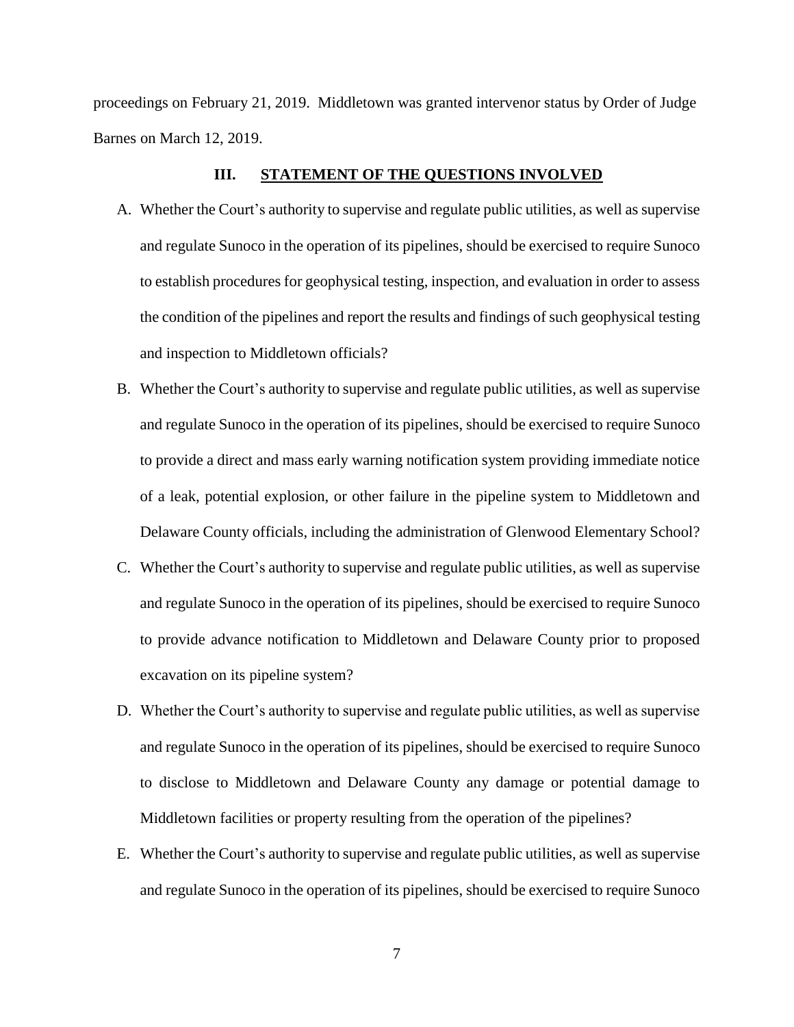proceedings on February 21, 2019. Middletown was granted intervenor status by Order of Judge Barnes on March 12, 2019.

## III. STATEMENT OF THE QUESTIONS INVOLVED

A. Whether the Court's authority to supervise and regulate public utilities, as well as supervise and regulate Sunoco in the operation of its pipelines, should be exercised to require Sunoco to establish procedures for geophysical testing, inspection, and evaluation in order to assess the condition of the pipelines and report the results and findings of such geophysical testing and inspection to Middletown officials?

B. Whether the Court's authority to supervise and regulate public utilities, as well as supervise and regulate Sunoco in the operation of its pipelines, should be exercised to require Sunoco to provide a direct and mass early warning notification system providing immediate notice of a leak, potential explosion, or other failure in the pipeline system to Middletown and Delaware County officials, including the administration of Glenwood Elementary School?

C. Whether the Court's authority to supervise and regulate public utilities, as well as supervise and regulate Sunoco in the operation of its pipelines, should be exercised to require Sunoco to provide advance notification to Middletown and Delaware County prior to proposed excavation on its pipeline system?

D. Whether the Court's authority to supervise and regulate public utilities, as well as supervise and regulate Sunoco in the operation of its pipelines, should be exercised to require Sunoco to disclose to Middletown and Delaware County any damage or potential damage to Middletown facilities or property resulting from the operation of the pipelines?

E. Whether the Court's authority to supervise and regulate public utilities, as well as supervise and regulate Sunoco in the operation of its pipelines, should be exercised to require Sunoco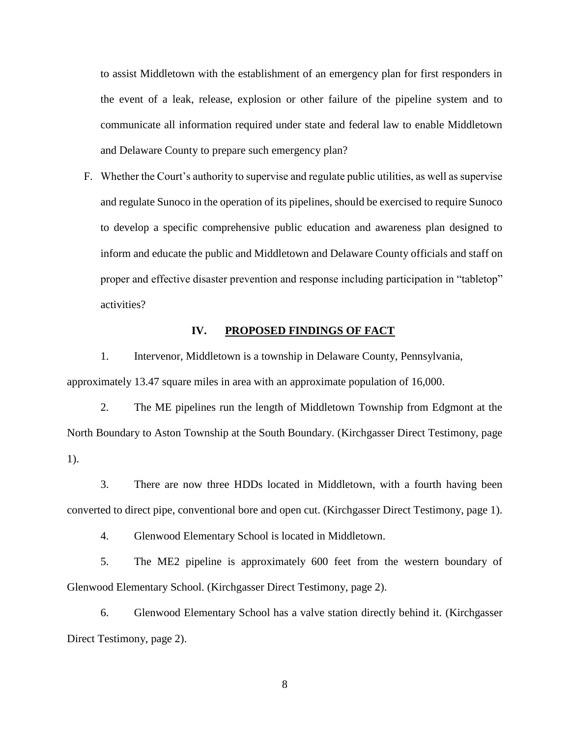to assist Middletown with the establishment of an emergency plan for first responders in the event of a leak, release, explosion or other failure of the pipeline system and to communicate all information required under state and federal law to enable Middletown and Delaware County to prepare such emergency plan?

F. Whether the Court's authority to supervise and regulate public utilities, as well as supervise and regulate Sunoco in the operation of its pipelines, should be exercised to require Sunoco to develop a specific comprehensive public education and awareness plan designed to inform and educate the public and Middletown and Delaware County officials and staff on proper and effective disaster prevention and response including participation in "tabletop" activities?

## IV. PROPOSED FINDINGS OF FACT

1. Intervenor, Middletown is a township in Delaware County, Pennsylvania, approximately 13.47 square miles in area with an approximate population of 16,000.

2. The ME pipelines run the length of Middletown Township from Edgmont at the North Boundary to Aston Township at the South Boundary. (Kirchgasser Direct Testimony, page 1).

3. There are now three HDDs located in Middletown, with a fourth having been converted to direct pipe, conventional bore and open cut. (Kirchgasser Direct Testimony, page 1).

4. Glenwood Elementary School is located in Middletown.

5. The ME2 pipeline is approximately 600 feet from the western boundary of Glenwood Elementary School. (Kirchgasser Direct Testimony, page 2).

6. Glenwood Elementary School has a valve station directly behind it. (Kirchgasser Direct Testimony, page 2).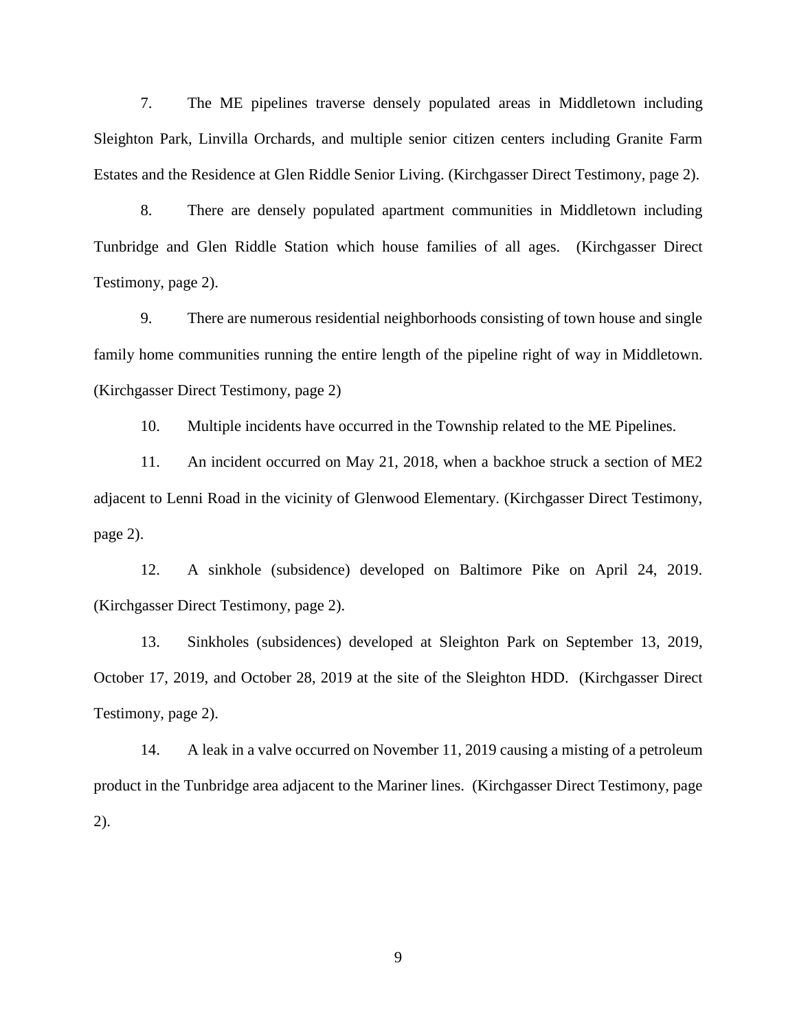7. The ME pipelines traverse densely populated areas in Middletown including Sleighton Park, Linvilla Orchards, and multiple senior citizen centers including Granite Farm Estates and the Residence at Glen Riddle Senior Living. (Kirchgasser Direct Testimony, page 2).

8. There are densely populated apartment communities in Middletown including Tunbridge and Glen Riddle Station which house families of all ages. (Kirchgasser Direct Testimony, page 2).

9. There are numerous residential neighborhoods consisting of town house and single family home communities running the entire length of the pipeline right of way in Middletown. (Kirchgasser Direct Testimony, page 2)

10. Multiple incidents have occurred in the Township related to the ME Pipelines.

11. An incident occurred on May 21, 2018, when a backhoe struck a section of ME2 adjacent to Lenni Road in the vicinity of Glenwood Elementary. (Kirchgasser Direct Testimony, page 2).

12. A sinkhole (subsidence) developed on Baltimore Pike on April 24, 2019. (Kirchgasser Direct Testimony, page 2).

13. Sinkholes (subsidences) developed at Sleighton Park on September 13, 2019, October 17, 2019, and October 28, 2019 at the site of the Sleighton HDD. (Kirchgasser Direct Testimony, page 2).

14. A leak in a valve occurred on November 11, 2019 causing a misting of a petroleum product in the Tunbridge area adjacent to the Mariner lines. (Kirchgasser Direct Testimony, page 2).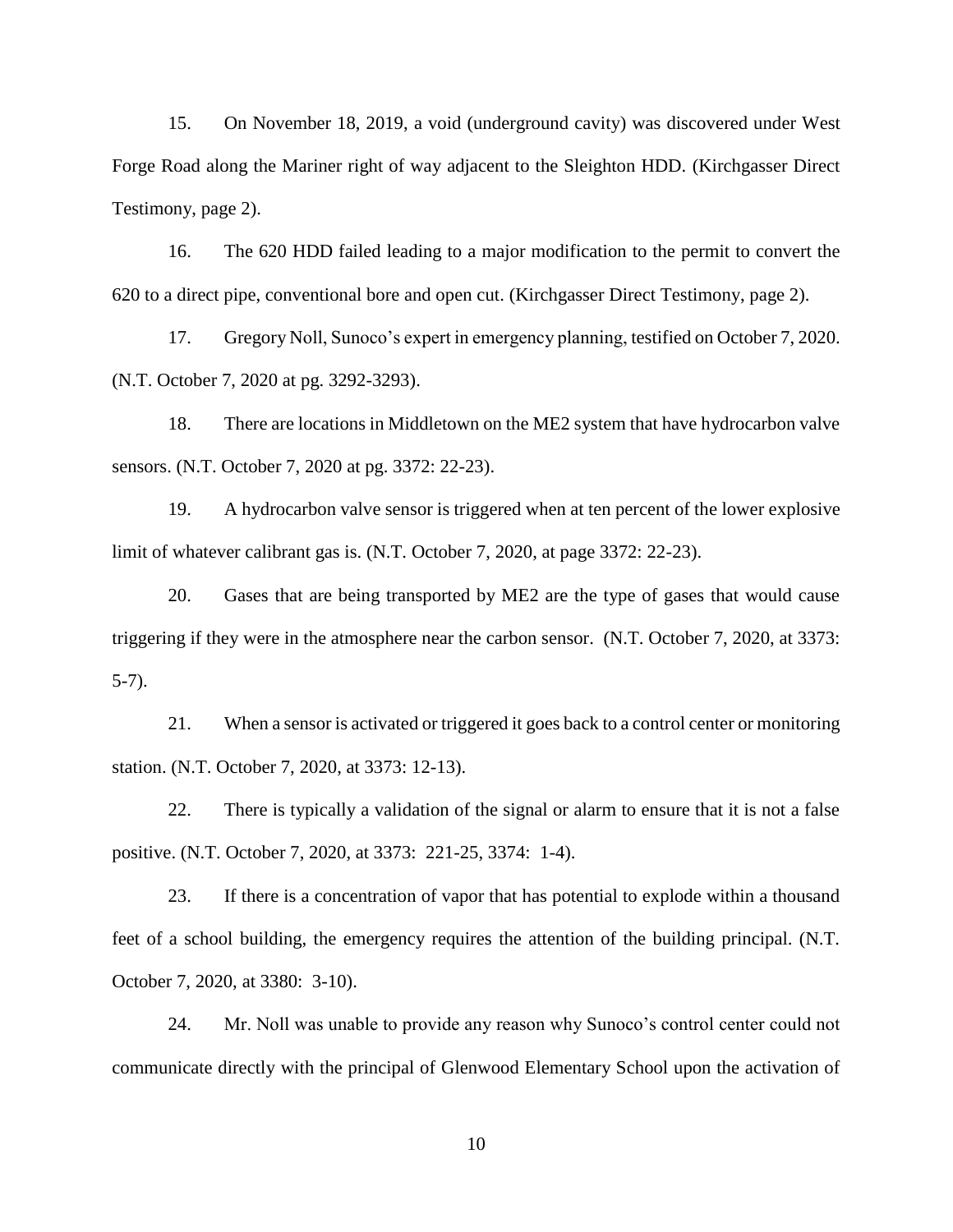15. On November 18, 2019, a void (underground cavity) was discovered under West Forge Road along the Mariner right of way adjacent to the Sleighton HDD. (Kirchgasser Direct Testimony, page 2).

16. The 620 HDD failed leading to a major modification to the permit to convert the 620 to a direct pipe, conventional bore and open cut. (Kirchgasser Direct Testimony, page 2).

17. Gregory Noll, Sunoco's expert in emergency planning, testified on October 7, 2020. (N.T. October 7, 2020 at pg. 3292-3293).

18. There are locations in Middletown on the ME2 system that have hydrocarbon valve sensors. (N.T. October 7, 2020 at pg. 3372: 22-23).

19. A hydrocarbon valve sensor is triggered when at ten percent of the lower explosive limit of whatever calibrant gas is. (N.T. October 7, 2020, at page 3372: 22-23).

20. Gases that are being transported by ME2 are the type of gases that would cause triggering if they were in the atmosphere near the carbon sensor. (N.T. October 7, 2020, at 3373: 5-7).

21. When a sensor is activated or triggered it goes back to a control center or monitoring station. (N.T. October 7, 2020, at 3373: 12-13).

22. There is typically a validation of the signal or alarm to ensure that it is not a false positive. (N.T. October 7, 2020, at 3373: 221-25, 3374: 1-4).

23. If there is a concentration of vapor that has potential to explode within a thousand feet of a school building, the emergency requires the attention of the building principal. (N.T. October 7, 2020, at 3380: 3-10).

24. Mr. Noll was unable to provide any reason why Sunoco's control center could not communicate directly with the principal of Glenwood Elementary School upon the activation of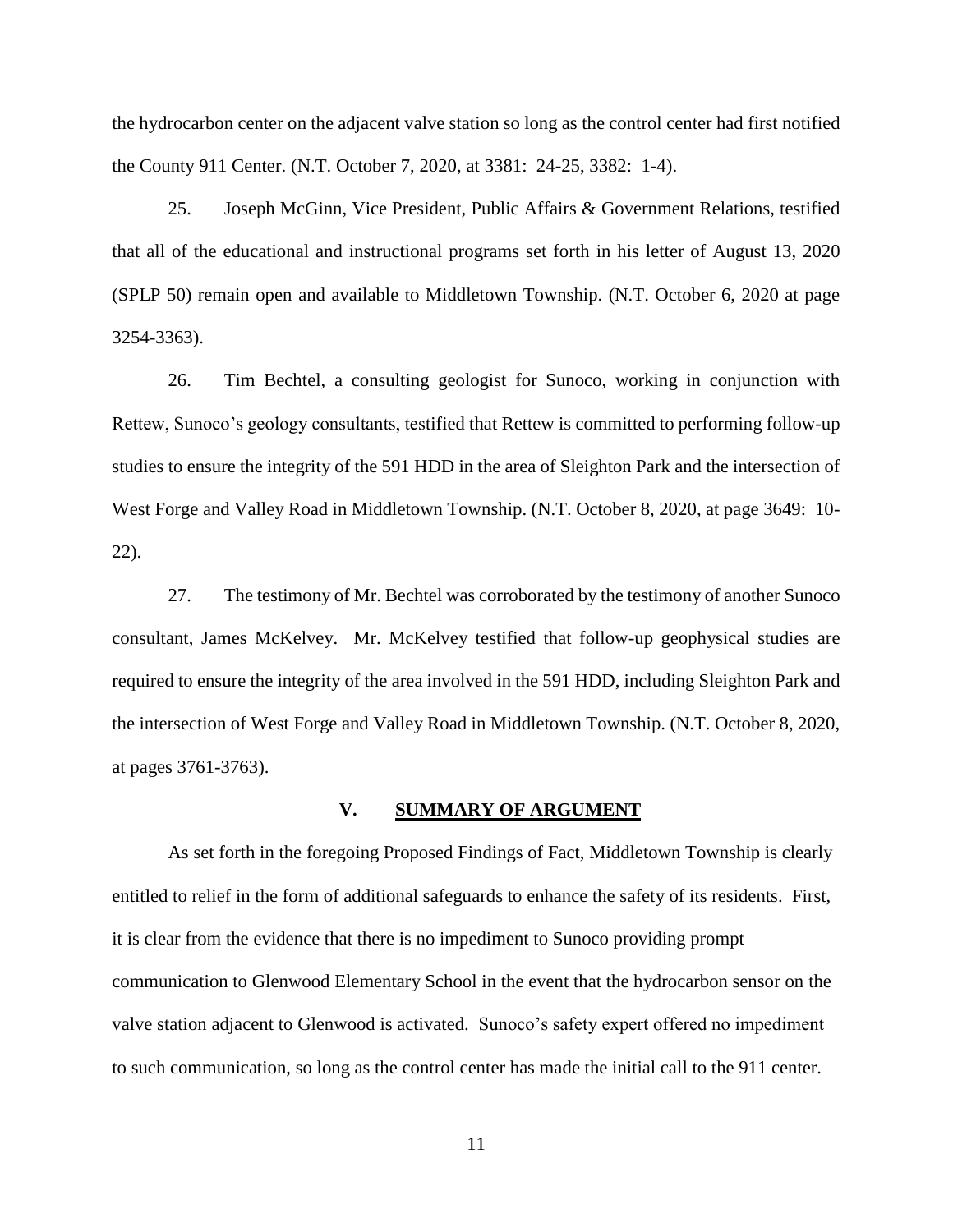the hydrocarbon center on the adjacent valve station so long as the control center had first notified the County 911 Center. (N.T. October 7, 2020, at 3381: 24-25, 3382: 1-4).

25. Joseph McGinn, Vice President, Public Affairs & Government Relations, testified that all of the educational and instructional programs set forth in his letter of August 13, 2020 (SPLP 50) remain open and available to Middletown Township. (N.T. October 6, 2020 at page 3254-3363).

26. Tim Bechtel, a consulting geologist for Sunoco, working in conjunction with Rettew, Sunoco's geology consultants, testified that Rettew is committed to performing follow-up studies to ensure the integrity of the 591 HDD in the area of Sleighton Park and the intersection of West Forge and Valley Road in Middletown Township. (N.T. October 8, 2020, at page 3649: 10-22).

27. The testimony of Mr. Bechtel was corroborated by the testimony of another Sunoco consultant, James McKelvey. Mr. McKelvey testified that follow-up geophysical studies are required to ensure the integrity of the area involved in the 591 HDD, including Sleighton Park and the intersection of West Forge and Valley Road in Middletown Township. (N.T. October 8, 2020, at pages 3761-3763).

## V. SUMMARY OF ARGUMENT

As set forth in the foregoing Proposed Findings of Fact, Middletown Township is clearly entitled to relief in the form of additional safeguards to enhance the safety of its residents. First, it is clear from the evidence that there is no impediment to Sunoco providing prompt communication to Glenwood Elementary School in the event that the hydrocarbon sensor on the valve station adjacent to Glenwood is activated. Sunoco's safety expert offered no impediment to such communication, so long as the control center has made the initial call to the 911 center.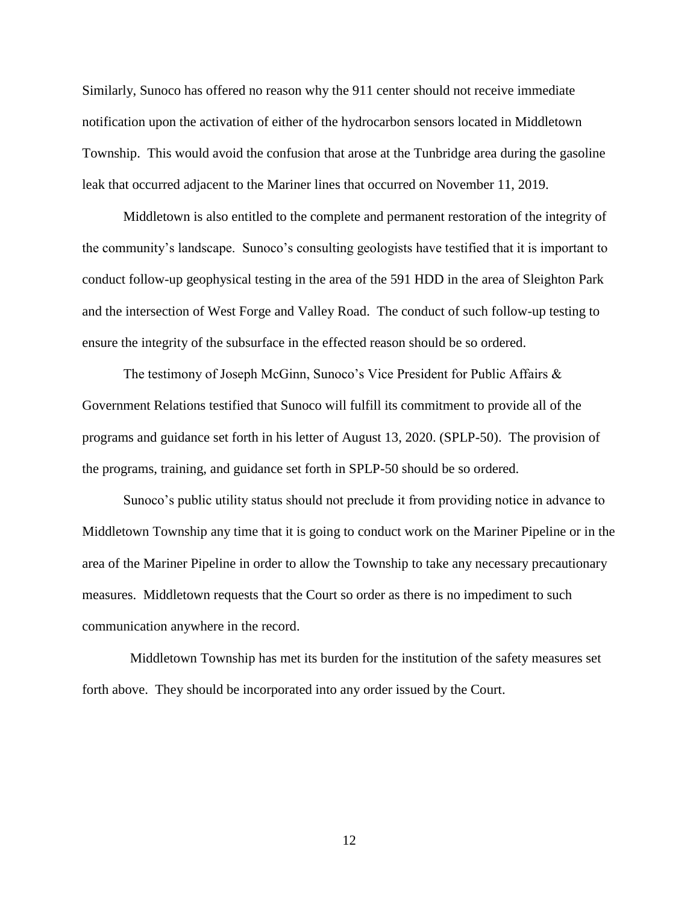Similarly, Sunoco has offered no reason why the 911 center should not receive immediate notification upon the activation of either of the hydrocarbon sensors located in Middletown Township. This would avoid the confusion that arose at the Tunbridge area during the gasoline leak that occurred adjacent to the Mariner lines that occurred on November 11, 2019.

Middletown is also entitled to the complete and permanent restoration of the integrity of the community's landscape. Sunoco's consulting geologists have testified that it is important to conduct follow-up geophysical testing in the area of the 591 HDD in the area of Sleighton Park and the intersection of West Forge and Valley Road. The conduct of such follow-up testing to ensure the integrity of the subsurface in the effected reason should be so ordered.

The testimony of Joseph McGinn, Sunoco's Vice President for Public Affairs & Government Relations testified that Sunoco will fulfill its commitment to provide all of the programs and guidance set forth in his letter of August 13, 2020. (SPLP-50). The provision of the programs, training, and guidance set forth in SPLP-50 should be so ordered.

Sunoco's public utility status should not preclude it from providing notice in advance to Middletown Township any time that it is going to conduct work on the Mariner Pipeline or in the area of the Mariner Pipeline in order to allow the Township to take any necessary precautionary measures. Middletown requests that the Court so order as there is no impediment to such communication anywhere in the record.

Middletown Township has met its burden for the institution of the safety measures set forth above. They should be incorporated into any order issued by the Court.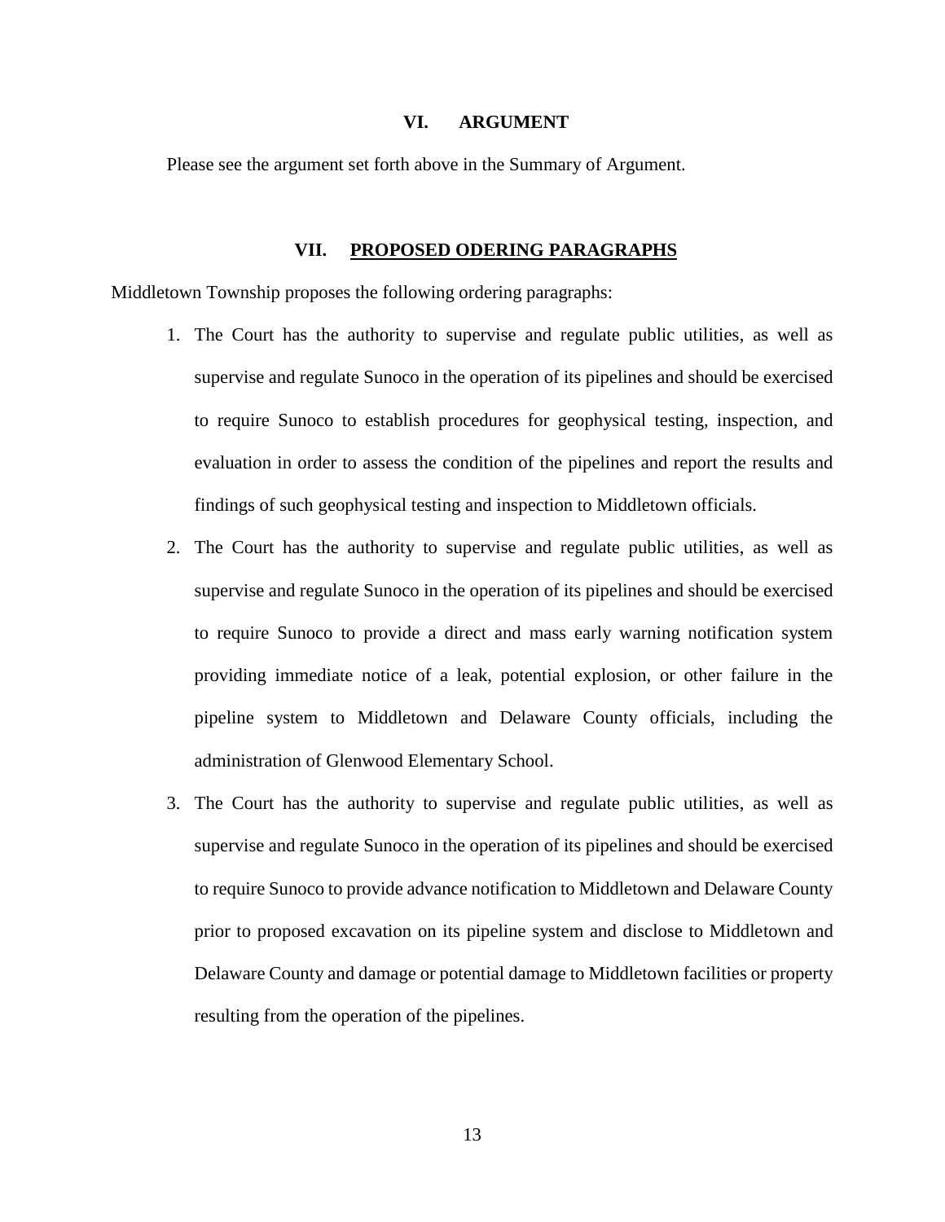## VI. ARGUMENT

Please see the argument set forth above in the Summary of Argument.

## VII. PROPOSED ODERING PARAGRAPHS

Middletown Township proposes the following ordering paragraphs:

1. The Court has the authority to supervise and regulate public utilities, as well as supervise and regulate Sunoco in the operation of its pipelines and should be exercised to require Sunoco to establish procedures for geophysical testing, inspection, and evaluation in order to assess the condition of the pipelines and report the results and findings of such geophysical testing and inspection to Middletown officials.
2. The Court has the authority to supervise and regulate public utilities, as well as supervise and regulate Sunoco in the operation of its pipelines and should be exercised to require Sunoco to provide a direct and mass early warning notification system providing immediate notice of a leak, potential explosion, or other failure in the pipeline system to Middletown and Delaware County officials, including the administration of Glenwood Elementary School.
3. The Court has the authority to supervise and regulate public utilities, as well as supervise and regulate Sunoco in the operation of its pipelines and should be exercised to require Sunoco to provide advance notification to Middletown and Delaware County prior to proposed excavation on its pipeline system and disclose to Middletown and Delaware County and damage or potential damage to Middletown facilities or property resulting from the operation of the pipelines.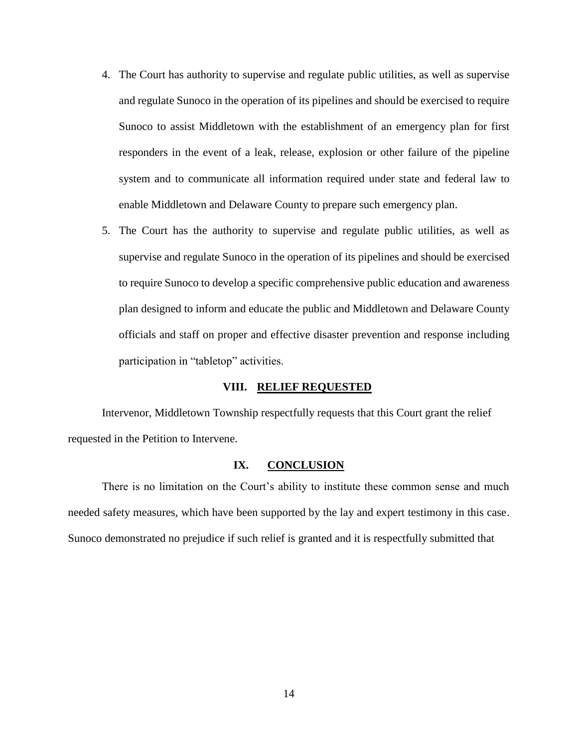4. The Court has authority to supervise and regulate public utilities, as well as supervise and regulate Sunoco in the operation of its pipelines and should be exercised to require Sunoco to assist Middletown with the establishment of an emergency plan for first responders in the event of a leak, release, explosion or other failure of the pipeline system and to communicate all information required under state and federal law to enable Middletown and Delaware County to prepare such emergency plan.

5. The Court has the authority to supervise and regulate public utilities, as well as supervise and regulate Sunoco in the operation of its pipelines and should be exercised to require Sunoco to develop a specific comprehensive public education and awareness plan designed to inform and educate the public and Middletown and Delaware County officials and staff on proper and effective disaster prevention and response including participation in "tabletop" activities.

## VIII. RELIEF REQUESTED

Intervenor, Middletown Township respectfully requests that this Court grant the relief requested in the Petition to Intervene.

## IX. CONCLUSION

There is no limitation on the Court's ability to institute these common sense and much needed safety measures, which have been supported by the lay and expert testimony in this case. Sunoco demonstrated no prejudice if such relief is granted and it is respectfully submitted that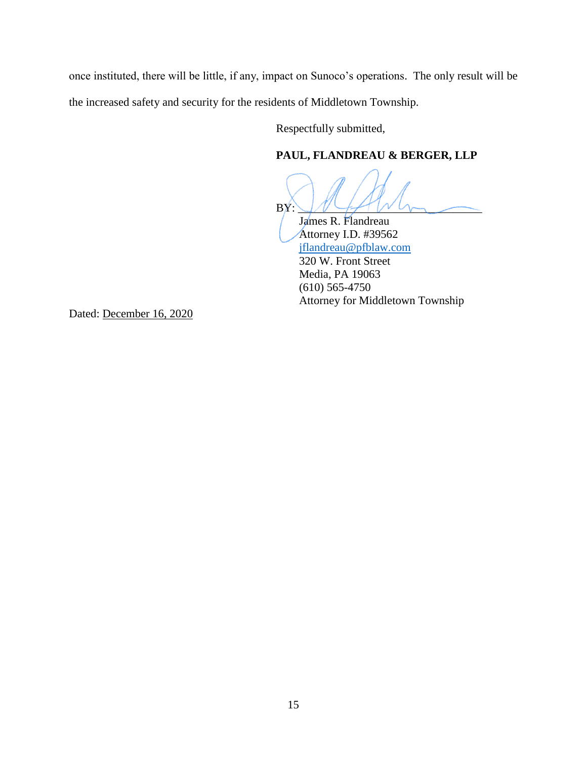once instituted, there will be little, if any, impact on Sunoco's operations. The only result will be the increased safety and security for the residents of Middletown Township.

Respectfully submitted,

**PAUL, FLANDREAU & BERGER, LLP**

BY: ______________________________
James R. Flandreau
Attorney I.D. #39562
jflandreau@pfblaw.com
320 W. Front Street
Media, PA 19063
(610) 565-4750
Attorney for Middletown Township

Dated: December 16, 2020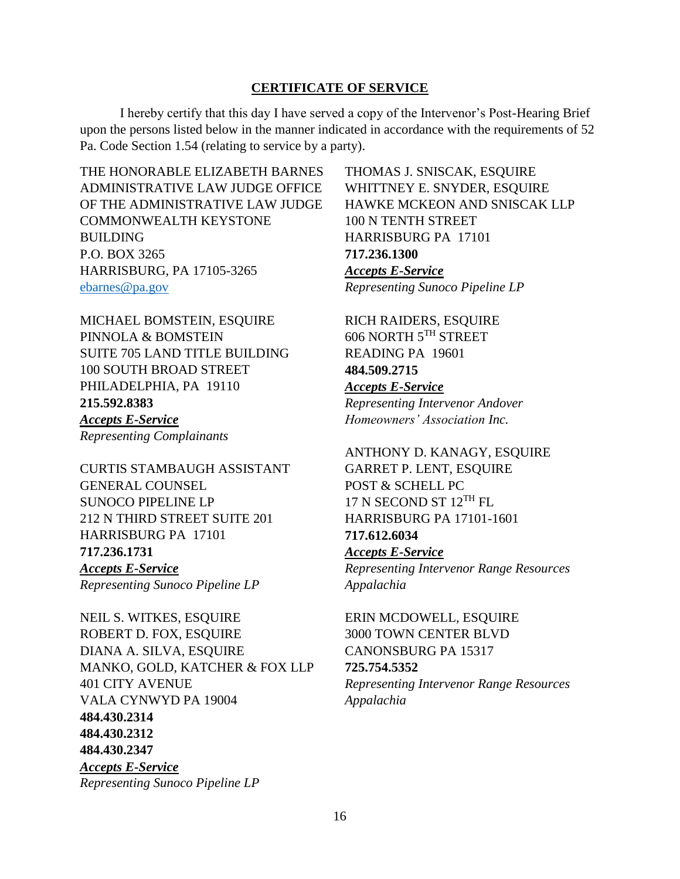## CERTIFICATE OF SERVICE

I hereby certify that this day I have served a copy of the Intervenor's Post-Hearing Brief upon the persons listed below in the manner indicated in accordance with the requirements of 52 Pa. Code Section 1.54 (relating to service by a party).

THE HONORABLE ELIZABETH BARNES
ADMINISTRATIVE LAW JUDGE OFFICE OF THE ADMINISTRATIVE LAW JUDGE
COMMONWEALTH KEYSTONE BUILDING
P.O. BOX 3265
HARRISBURG, PA 17105-3265
ebarnes@pa.gov

MICHAEL BOMSTEIN, ESQUIRE
PINNOLA & BOMSTEIN
SUITE 705 LAND TITLE BUILDING
100 SOUTH BROAD STREET
PHILADELPHIA, PA 19110
**215.592.8383**
***Accepts E-Service***
*Representing Complainants*

CURTIS STAMBAUGH ASSISTANT GENERAL COUNSEL
SUNOCO PIPELINE LP
212 N THIRD STREET SUITE 201
HARRISBURG PA 17101
**717.236.1731**
***Accepts E-Service***
*Representing Sunoco Pipeline LP*

NEIL S. WITKES, ESQUIRE
ROBERT D. FOX, ESQUIRE
DIANA A. SILVA, ESQUIRE
MANKO, GOLD, KATCHER & FOX LLP
401 CITY AVENUE
VALA CYNWYD PA 19004
**484.430.2314**
**484.430.2312**
**484.430.2347**
***Accepts E-Service***
*Representing Sunoco Pipeline LP*

THOMAS J. SNISCAK, ESQUIRE
WHITTNEY E. SNYDER, ESQUIRE
HAWKE MCKEON AND SNISCAK LLP
100 N TENTH STREET
HARRISBURG PA 17101
**717.236.1300**
***Accepts E-Service***
*Representing Sunoco Pipeline LP*

RICH RAIDERS, ESQUIRE
606 NORTH 5TH STREET
READING PA 19601
**484.509.2715**
***Accepts E-Service***
*Representing Intervenor Andover Homeowners' Association Inc.*

ANTHONY D. KANAGY, ESQUIRE
GARRET P. LENT, ESQUIRE
POST & SCHELL PC
17 N SECOND ST 12TH FL
HARRISBURG PA 17101-1601
**717.612.6034**
***Accepts E-Service***
*Representing Intervenor Range Resources Appalachia*

ERIN MCDOWELL, ESQUIRE
3000 TOWN CENTER BLVD
CANONSBURG PA 15317
**725.754.5352**
*Representing Intervenor Range Resources Appalachia*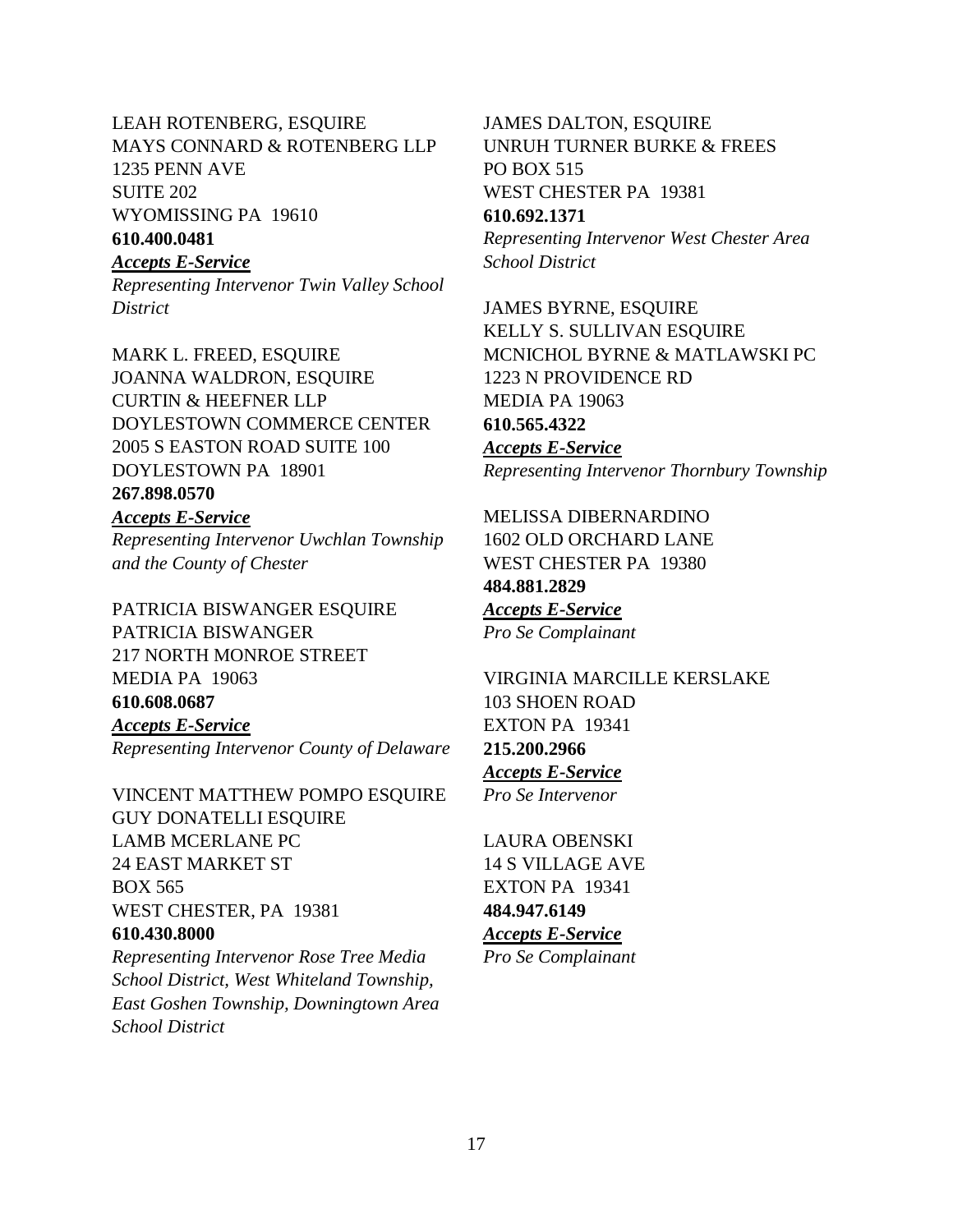LEAH ROTENBERG, ESQUIRE
MAYS CONNARD & ROTENBERG LLP
1235 PENN AVE
SUITE 202
WYOMISSING PA 19610
**610.400.0481**
***Accepts E-Service***
*Representing Intervenor Twin Valley School District*

MARK L. FREED, ESQUIRE
JOANNA WALDRON, ESQUIRE
CURTIN & HEEFNER LLP
DOYLESTOWN COMMERCE CENTER
2005 S EASTON ROAD SUITE 100
DOYLESTOWN PA 18901
**267.898.0570**
***Accepts E-Service***
*Representing Intervenor Uwchlan Township and the County of Chester*

PATRICIA BISWANGER ESQUIRE
PATRICIA BISWANGER
217 NORTH MONROE STREET
MEDIA PA 19063
**610.608.0687**
***Accepts E-Service***
*Representing Intervenor County of Delaware*

VINCENT MATTHEW POMPO ESQUIRE
GUY DONATELLI ESQUIRE
LAMB MCERLANE PC
24 EAST MARKET ST
BOX 565
WEST CHESTER, PA 19381
**610.430.8000**
*Representing Intervenor Rose Tree Media School District, West Whiteland Township, East Goshen Township, Downingtown Area School District*

JAMES DALTON, ESQUIRE
UNRUH TURNER BURKE & FREES
PO BOX 515
WEST CHESTER PA 19381
**610.692.1371**
*Representing Intervenor West Chester Area School District*

JAMES BYRNE, ESQUIRE
KELLY S. SULLIVAN ESQUIRE
MCNICHOL BYRNE & MATLAWSKI PC
1223 N PROVIDENCE RD
MEDIA PA 19063
**610.565.4322**
***Accepts E-Service***
*Representing Intervenor Thornbury Township*

MELISSA DIBERNARDINO
1602 OLD ORCHARD LANE
WEST CHESTER PA 19380
**484.881.2829**
***Accepts E-Service***
*Pro Se Complainant*

VIRGINIA MARCILLE KERSLAKE
103 SHOEN ROAD
EXTON PA 19341
**215.200.2966**
***Accepts E-Service***
*Pro Se Intervenor*

LAURA OBENSKI
14 S VILLAGE AVE
EXTON PA 19341
**484.947.6149**
***Accepts E-Service***
*Pro Se Complainant*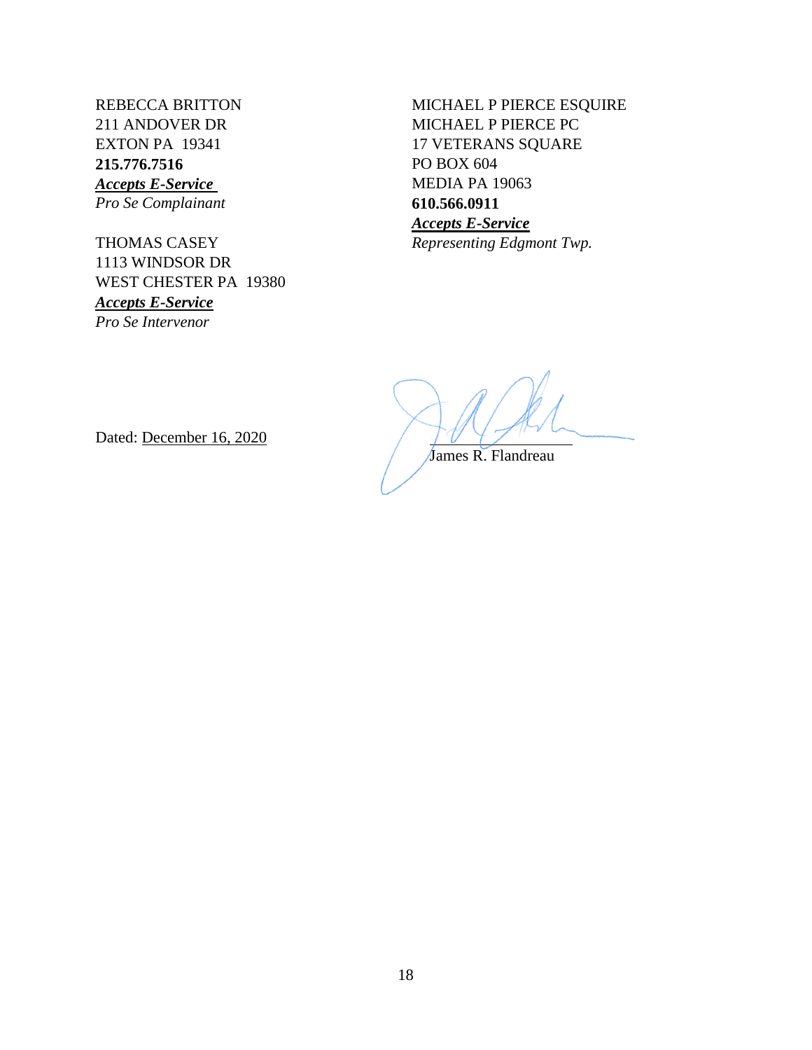REBECCA BRITTON
211 ANDOVER DR
EXTON PA 19341
**215.776.7516**
***Accepts E-Service***
*Pro Se Complainant*

THOMAS CASEY
1113 WINDSOR DR
WEST CHESTER PA 19380
***Accepts E-Service***
*Pro Se Intervenor*

MICHAEL P PIERCE ESQUIRE
MICHAEL P PIERCE PC
17 VETERANS SQUARE
PO BOX 604
MEDIA PA 19063
**610.566.0911**
***Accepts E-Service***
*Representing Edgmont Twp.*

Dated: December 16, 2020

James R. Flandreau